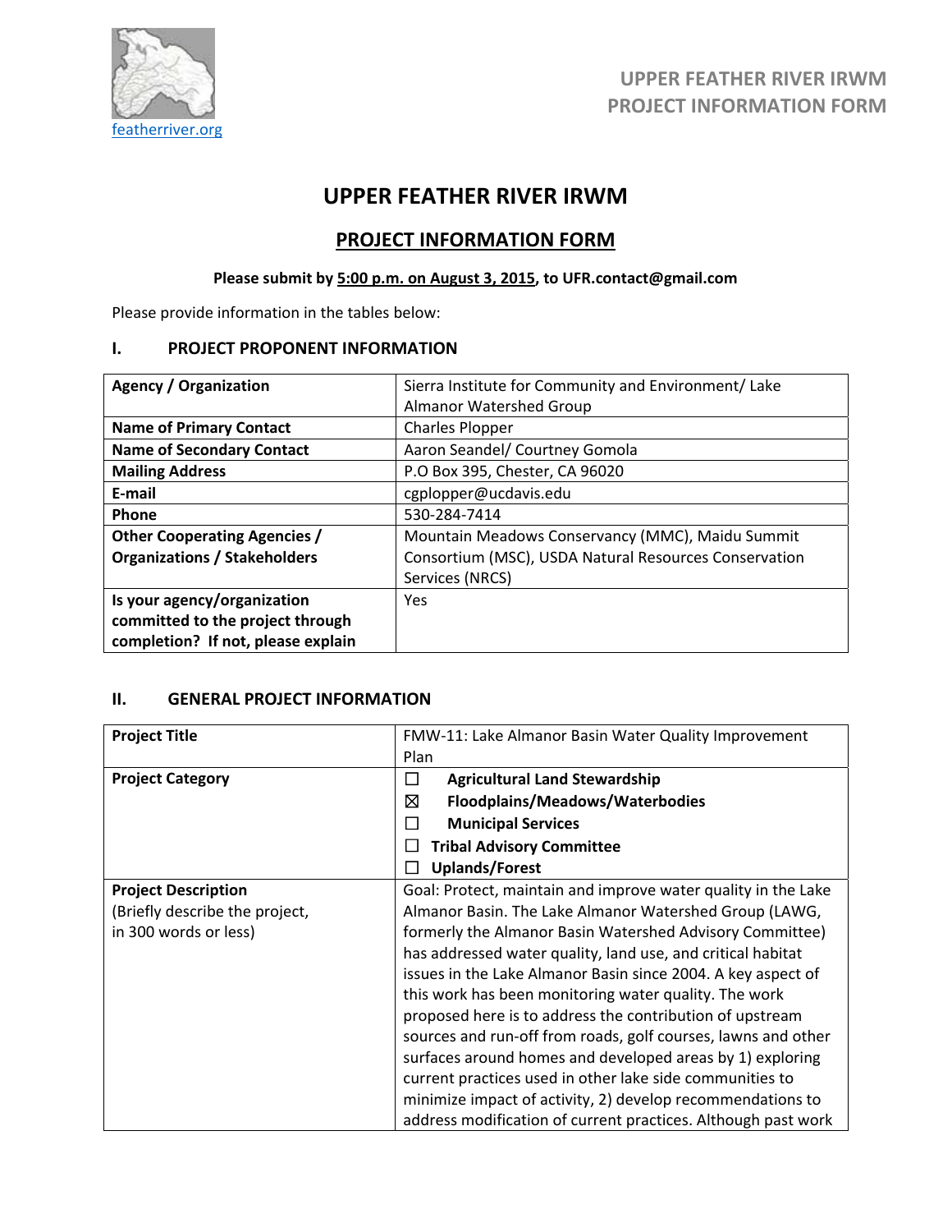featherriver.org

UPPER FEATHER RIVER IRWM
PROJECT INFORMATION FORM

# UPPER FEATHER RIVER IRWM

## PROJECT INFORMATION FORM

**Please submit by 5:00 p.m. on August 3, 2015, to UFR.contact@gmail.com**

Please provide information in the tables below:

### I. PROJECT PROPONENT INFORMATION

| | |
|---|---|
| **Agency / Organization** | Sierra Institute for Community and Environment/ Lake Almanor Watershed Group |
| **Name of Primary Contact** | Charles Plopper |
| **Name of Secondary Contact** | Aaron Seandel/ Courtney Gomola |
| **Mailing Address** | P.O Box 395, Chester, CA 96020 |
| **E-mail** | cgplopper@ucdavis.edu |
| **Phone** | 530-284-7414 |
| **Other Cooperating Agencies / Organizations / Stakeholders** | Mountain Meadows Conservancy (MMC), Maidu Summit Consortium (MSC), USDA Natural Resources Conservation Services (NRCS) |
| **Is your agency/organization committed to the project through completion? If not, please explain** | Yes |

### II. GENERAL PROJECT INFORMATION

| | |
|---|---|
| **Project Title** | FMW-11: Lake Almanor Basin Water Quality Improvement Plan |
| **Project Category** | ☐ **Agricultural Land Stewardship**<br>☒ **Floodplains/Meadows/Waterbodies**<br>☐ **Municipal Services**<br>☐ **Tribal Advisory Committee**<br>☐ **Uplands/Forest** |
| **Project Description** (Briefly describe the project, in 300 words or less) | Goal: Protect, maintain and improve water quality in the Lake Almanor Basin. The Lake Almanor Watershed Group (LAWG, formerly the Almanor Basin Watershed Advisory Committee) has addressed water quality, land use, and critical habitat issues in the Lake Almanor Basin since 2004. A key aspect of this work has been monitoring water quality. The work proposed here is to address the contribution of upstream sources and run-off from roads, golf courses, lawns and other surfaces around homes and developed areas by 1) exploring current practices used in other lake side communities to minimize impact of activity, 2) develop recommendations to address modification of current practices. Although past work |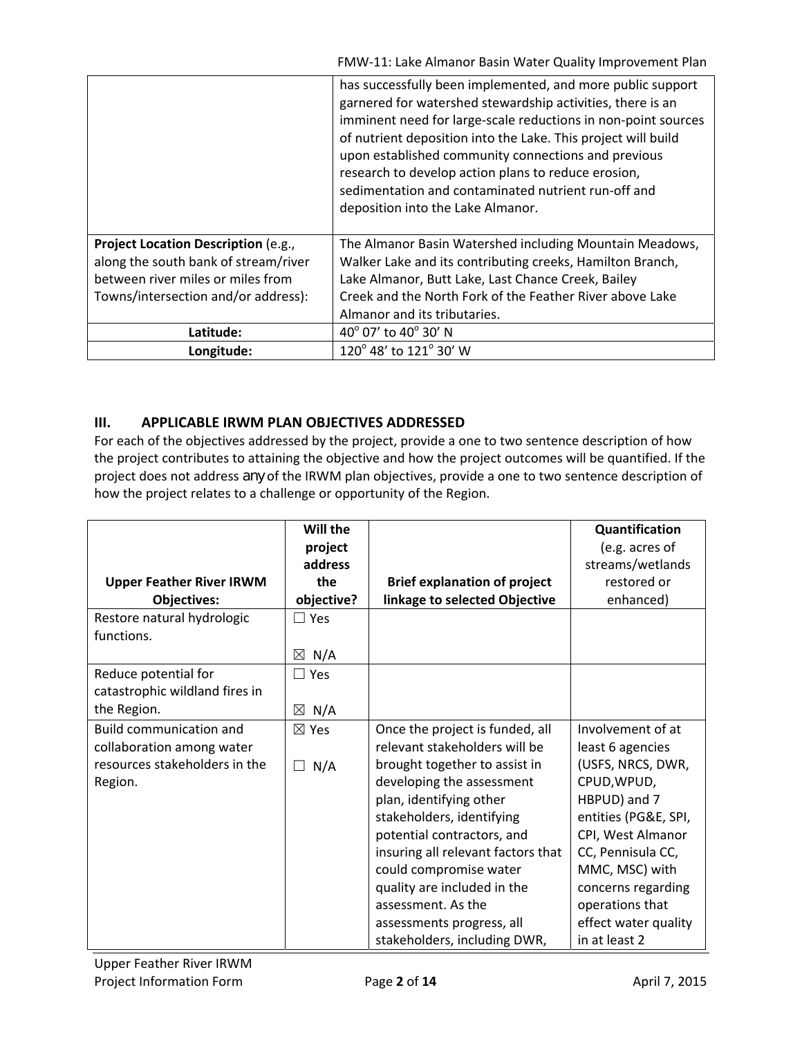| | |
|---|---|
| | has successfully been implemented, and more public support garnered for watershed stewardship activities, there is an imminent need for large-scale reductions in non-point sources of nutrient deposition into the Lake. This project will build upon established community connections and previous research to develop action plans to reduce erosion, sedimentation and contaminated nutrient run-off and deposition into the Lake Almanor. |
| **Project Location Description** (e.g., along the south bank of stream/river between river miles or miles from Towns/intersection and/or address): | The Almanor Basin Watershed including Mountain Meadows, Walker Lake and its contributing creeks, Hamilton Branch, Lake Almanor, Butt Lake, Last Chance Creek, Bailey Creek and the North Fork of the Feather River above Lake Almanor and its tributaries. |
| **Latitude:** | 40° 07' to 40° 30' N |
| **Longitude:** | 120° 48' to 121° 30' W |

## III. APPLICABLE IRWM PLAN OBJECTIVES ADDRESSED

For each of the objectives addressed by the project, provide a one to two sentence description of how the project contributes to attaining the objective and how the project outcomes will be quantified. If the project does not address any of the IRWM plan objectives, provide a one to two sentence description of how the project relates to a challenge or opportunity of the Region.

| Upper Feather River IRWM Objectives: | Will the project address the objective? | Brief explanation of project linkage to selected Objective | Quantification (e.g. acres of streams/wetlands restored or enhanced) |
|---|---|---|---|
| Restore natural hydrologic functions. | ☐ Yes<br>☒ N/A | | |
| Reduce potential for catastrophic wildland fires in the Region. | ☐ Yes<br>☒ N/A | | |
| Build communication and collaboration among water resources stakeholders in the Region. | ☒ Yes<br>☐ N/A | Once the project is funded, all relevant stakeholders will be brought together to assist in developing the assessment plan, identifying other stakeholders, identifying potential contractors, and insuring all relevant factors that could compromise water quality are included in the assessment. As the assessments progress, all stakeholders, including DWR, | Involvement of at least 6 agencies (USFS, NRCS, DWR, CPUD,WPUD, HBPUD) and 7 entities (PG&E, SPI, CPI, West Almanor CC, Pennisula CC, MMC, MSC) with concerns regarding operations that effect water quality in at least 2 |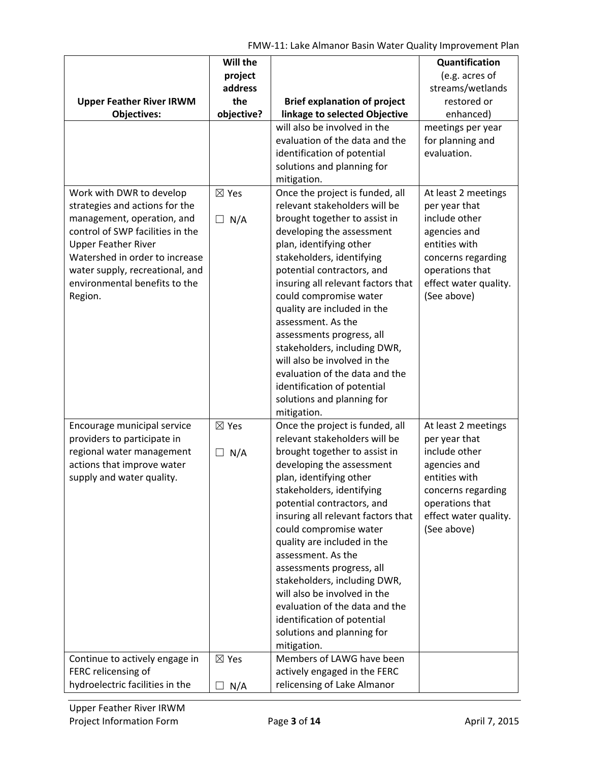| Upper Feather River IRWM Objectives: | Will the project address the objective? | Brief explanation of project linkage to selected Objective | Quantification (e.g. acres of streams/wetlands restored or enhanced) |
|---|---|---|---|
| | | will also be involved in the evaluation of the data and the identification of potential solutions and planning for mitigation. | meetings per year for planning and evaluation. |
| Work with DWR to develop strategies and actions for the management, operation, and control of SWP facilities in the Upper Feather River Watershed in order to increase water supply, recreational, and environmental benefits to the Region. | ☒ Yes ☐ N/A | Once the project is funded, all relevant stakeholders will be brought together to assist in developing the assessment plan, identifying other stakeholders, identifying potential contractors, and insuring all relevant factors that could compromise water quality are included in the assessment. As the assessments progress, all stakeholders, including DWR, will also be involved in the evaluation of the data and the identification of potential solutions and planning for mitigation. | At least 2 meetings per year that include other agencies and entities with concerns regarding operations that effect water quality. (See above) |
| Encourage municipal service providers to participate in regional water management actions that improve water supply and water quality. | ☒ Yes ☐ N/A | Once the project is funded, all relevant stakeholders will be brought together to assist in developing the assessment plan, identifying other stakeholders, identifying potential contractors, and insuring all relevant factors that could compromise water quality are included in the assessment. As the assessments progress, all stakeholders, including DWR, will also be involved in the evaluation of the data and the identification of potential solutions and planning for mitigation. | At least 2 meetings per year that include other agencies and entities with concerns regarding operations that effect water quality. (See above) |
| Continue to actively engage in FERC relicensing of hydroelectric facilities in the | ☒ Yes ☐ N/A | Members of LAWG have been actively engaged in the FERC relicensing of Lake Almanor | |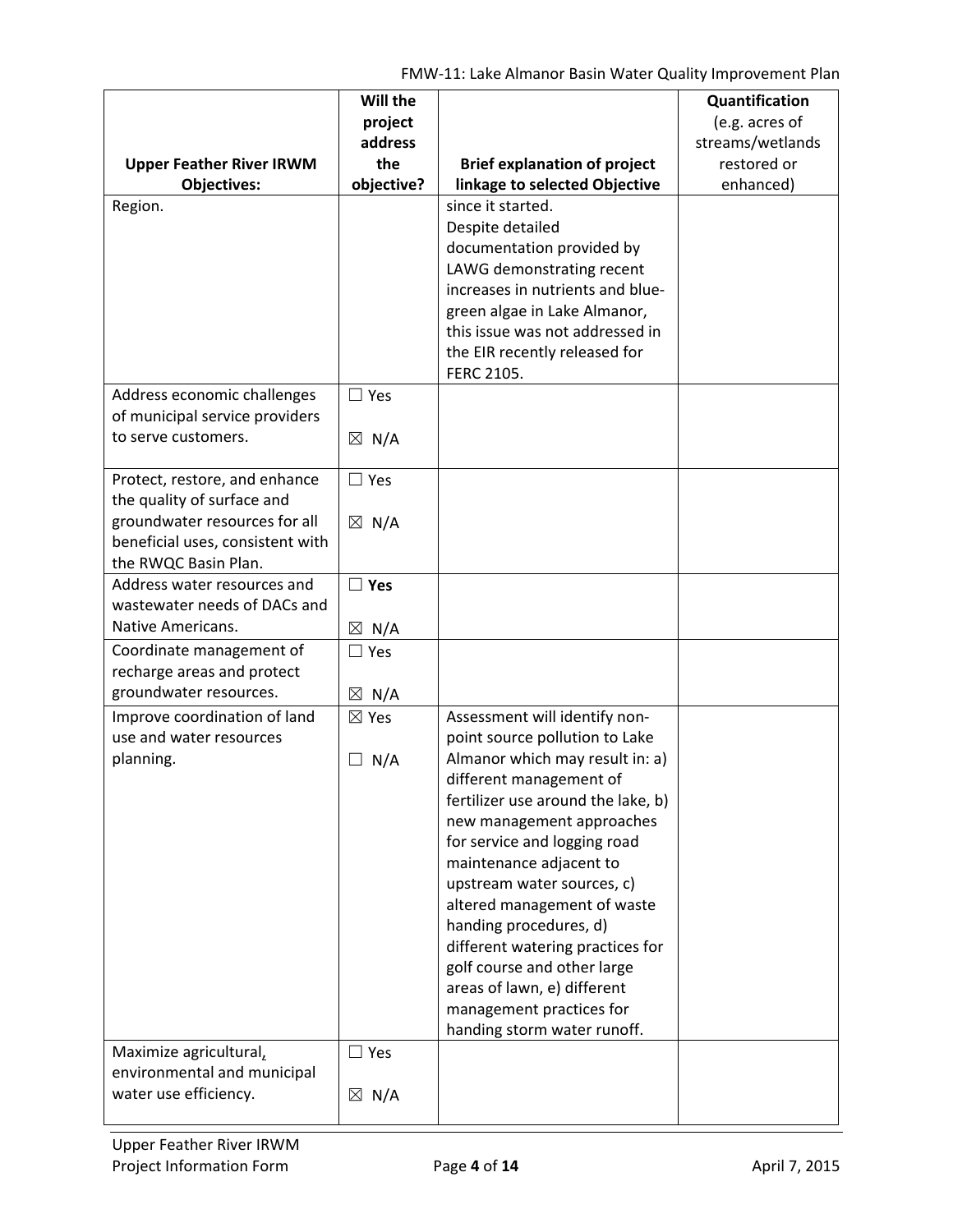| Upper Feather River IRWM Objectives: | Will the project address the objective? | Brief explanation of project linkage to selected Objective | Quantification (e.g. acres of streams/wetlands restored or enhanced) |
|---|---|---|---|
| Region. | | since it started. Despite detailed documentation provided by LAWG demonstrating recent increases in nutrients and blue-green algae in Lake Almanor, this issue was not addressed in the EIR recently released for FERC 2105. | |
| Address economic challenges of municipal service providers to serve customers. | ☐ Yes ☒ N/A | | |
| Protect, restore, and enhance the quality of surface and groundwater resources for all beneficial uses, consistent with the RWQC Basin Plan. | ☐ Yes ☒ N/A | | |
| Address water resources and wastewater needs of DACs and Native Americans. | ☐ **Yes** ☒ N/A | | |
| Coordinate management of recharge areas and protect groundwater resources. | ☐ Yes ☒ N/A | | |
| Improve coordination of land use and water resources planning. | ☒ Yes ☐ N/A | Assessment will identify non-point source pollution to Lake Almanor which may result in: a) different management of fertilizer use around the lake, b) new management approaches for service and logging road maintenance adjacent to upstream water sources, c) altered management of waste handing procedures, d) different watering practices for golf course and other large areas of lawn, e) different management practices for handing storm water runoff. | |
| Maximize agricultural, environmental and municipal water use efficiency. | ☐ Yes ☒ N/A | | |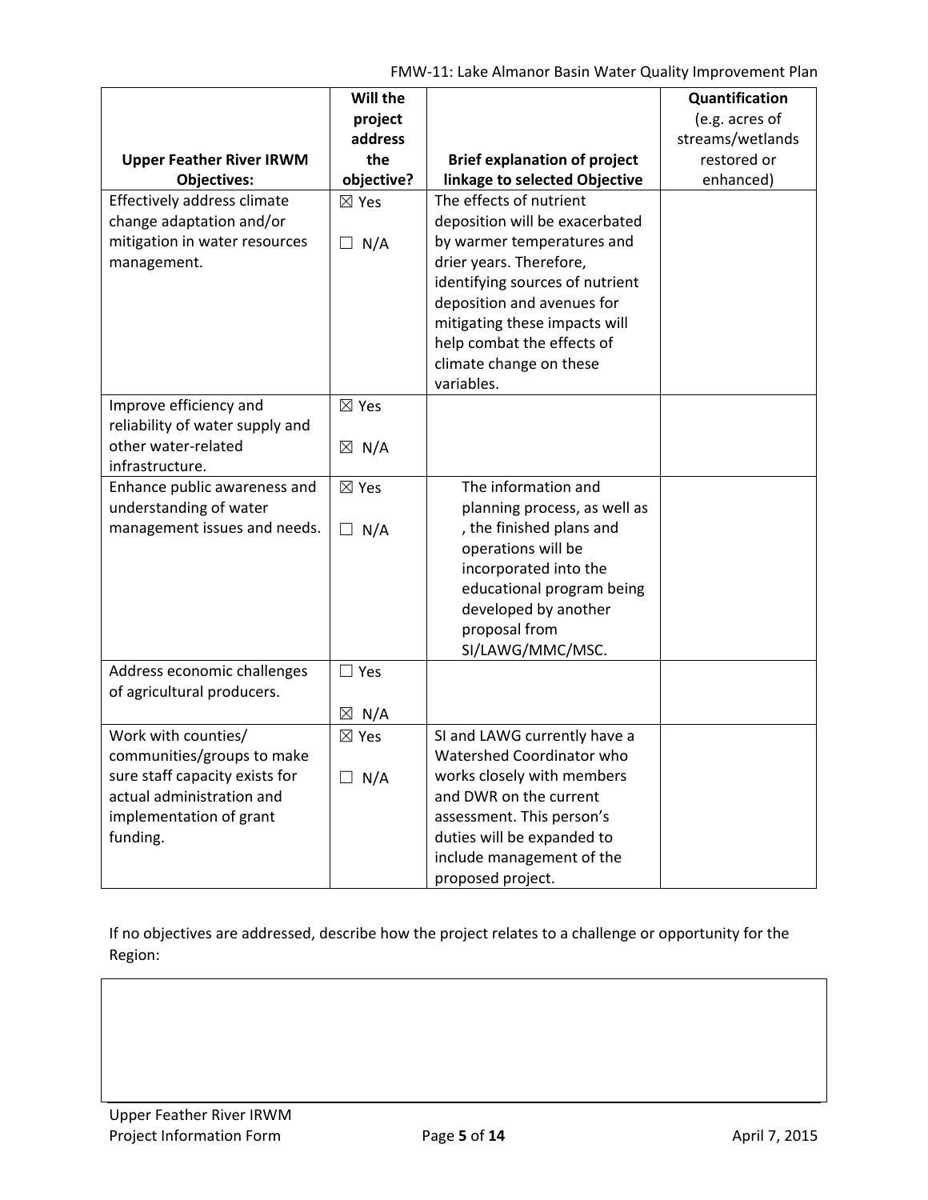| Upper Feather River IRWM Objectives: | Will the project address the objective? | Brief explanation of project linkage to selected Objective | Quantification (e.g. acres of streams/wetlands restored or enhanced) |
|---|---|---|---|
| Effectively address climate change adaptation and/or mitigation in water resources management. | ☒ Yes ☐ N/A | The effects of nutrient deposition will be exacerbated by warmer temperatures and drier years. Therefore, identifying sources of nutrient deposition and avenues for mitigating these impacts will help combat the effects of climate change on these variables. | |
| Improve efficiency and reliability of water supply and other water-related infrastructure. | ☒ Yes ☒ N/A | | |
| Enhance public awareness and understanding of water management issues and needs. | ☒ Yes ☐ N/A | The information and planning process, as well as , the finished plans and operations will be incorporated into the educational program being developed by another proposal from SI/LAWG/MMC/MSC. | |
| Address economic challenges of agricultural producers. | ☐ Yes ☒ N/A | | |
| Work with counties/ communities/groups to make sure staff capacity exists for actual administration and implementation of grant funding. | ☒ Yes ☐ N/A | SI and LAWG currently have a Watershed Coordinator who works closely with members and DWR on the current assessment. This person's duties will be expanded to include management of the proposed project. | |

If no objectives are addressed, describe how the project relates to a challenge or opportunity for the Region: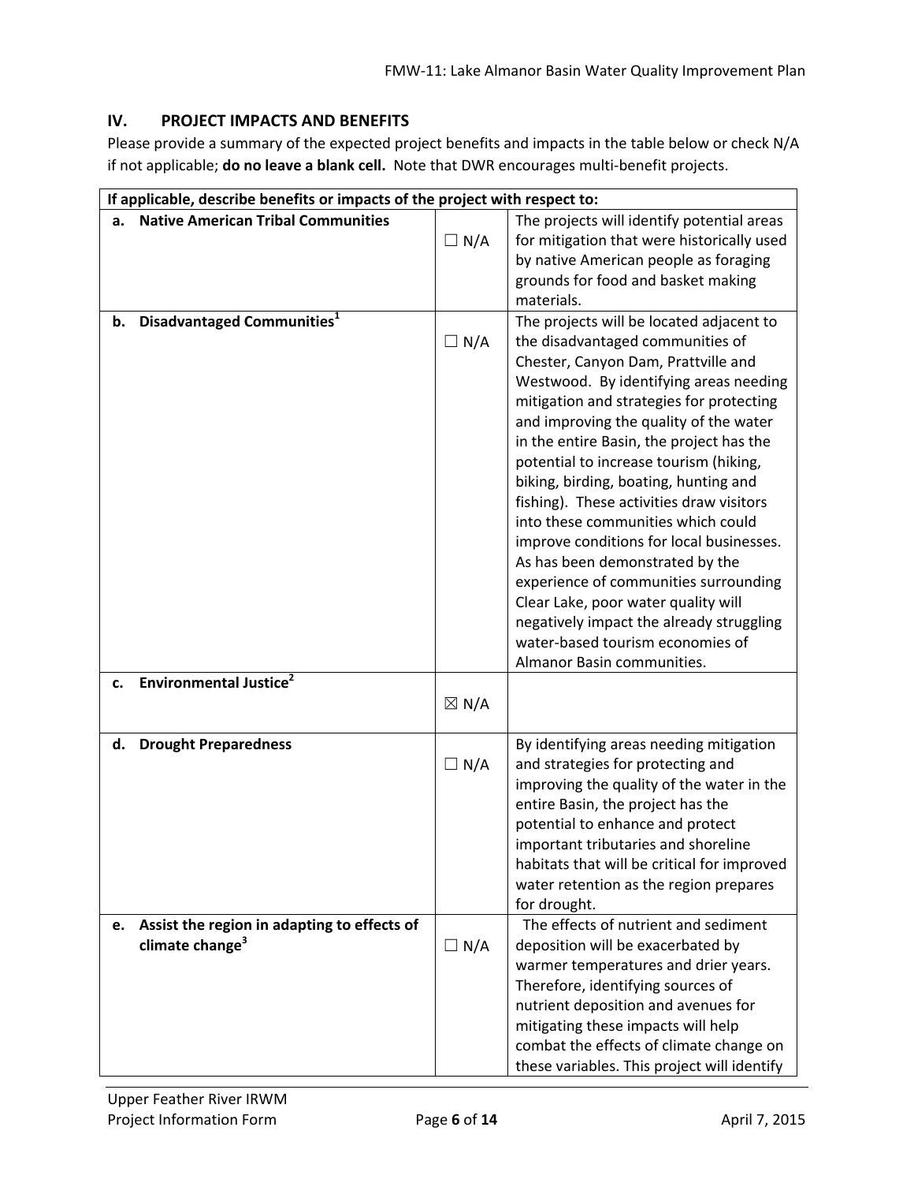## IV. PROJECT IMPACTS AND BENEFITS

Please provide a summary of the expected project benefits and impacts in the table below or check N/A if not applicable; **do no leave a blank cell.** Note that DWR encourages multi-benefit projects.

| If applicable, describe benefits or impacts of the project with respect to: | | |
|---|---|---|
| **a. Native American Tribal Communities** | ☐ N/A | The projects will identify potential areas for mitigation that were historically used by native American people as foraging grounds for food and basket making materials. |
| **b. Disadvantaged Communities**[1] | ☐ N/A | The projects will be located adjacent to the disadvantaged communities of Chester, Canyon Dam, Prattville and Westwood. By identifying areas needing mitigation and strategies for protecting and improving the quality of the water in the entire Basin, the project has the potential to increase tourism (hiking, biking, birding, boating, hunting and fishing). These activities draw visitors into these communities which could improve conditions for local businesses. As has been demonstrated by the experience of communities surrounding Clear Lake, poor water quality will negatively impact the already struggling water-based tourism economies of Almanor Basin communities. |
| **c. Environmental Justice**[2] | ☒ N/A | |
| **d. Drought Preparedness** | ☐ N/A | By identifying areas needing mitigation and strategies for protecting and improving the quality of the water in the entire Basin, the project has the potential to enhance and protect important tributaries and shoreline habitats that will be critical for improved water retention as the region prepares for drought. |
| **e. Assist the region in adapting to effects of climate change**[3] | ☐ N/A | The effects of nutrient and sediment deposition will be exacerbated by warmer temperatures and drier years. Therefore, identifying sources of nutrient deposition and avenues for mitigating these impacts will help combat the effects of climate change on these variables. This project will identify |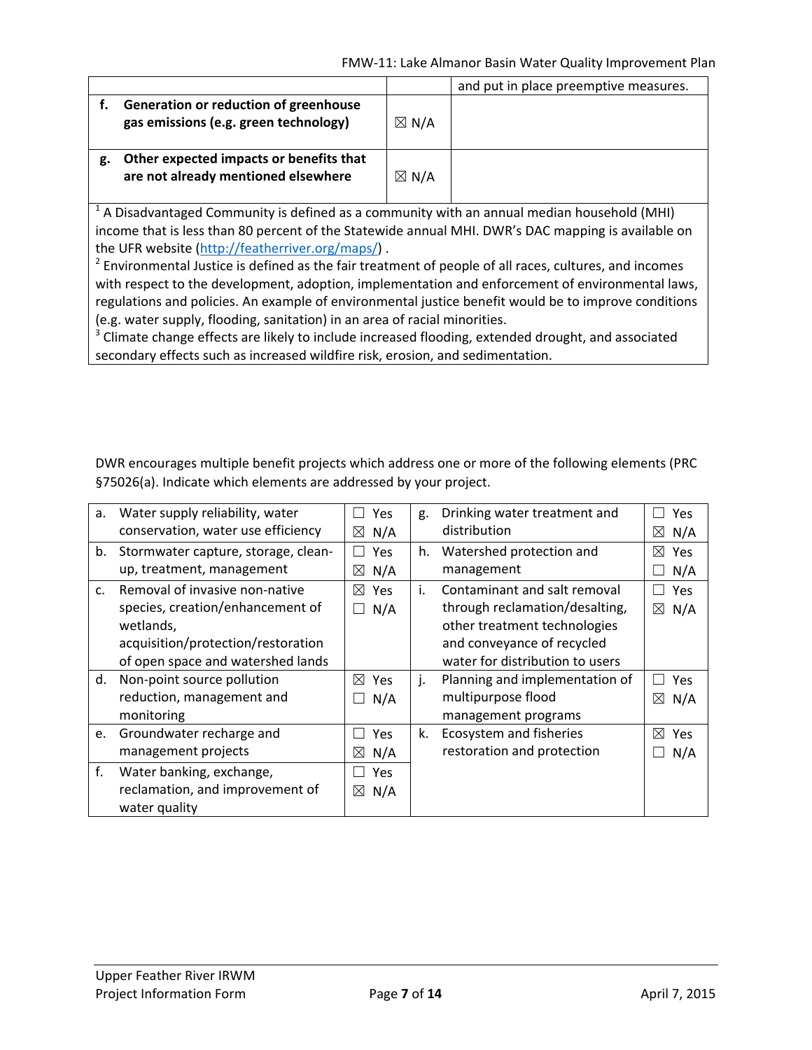| | | |
|---|---|---|
| | | and put in place preemptive measures. |
| **f. Generation or reduction of greenhouse gas emissions (e.g. green technology)** | ☒ N/A | |
| **g. Other expected impacts or benefits that are not already mentioned elsewhere** | ☒ N/A | |

[1] A Disadvantaged Community is defined as a community with an annual median household (MHI) income that is less than 80 percent of the Statewide annual MHI. DWR's DAC mapping is available on the UFR website (http://featherriver.org/maps/) .
[2] Environmental Justice is defined as the fair treatment of people of all races, cultures, and incomes with respect to the development, adoption, implementation and enforcement of environmental laws, regulations and policies. An example of environmental justice benefit would be to improve conditions (e.g. water supply, flooding, sanitation) in an area of racial minorities.
[3] Climate change effects are likely to include increased flooding, extended drought, and associated secondary effects such as increased wildfire risk, erosion, and sedimentation.

DWR encourages multiple benefit projects which address one or more of the following elements (PRC §75026(a). Indicate which elements are addressed by your project.

| | | | | | |
|---|---|---|---|---|---|
| a. | Water supply reliability, water conservation, water use efficiency | ☐ Yes ☒ N/A | g. | Drinking water treatment and distribution | ☐ Yes ☒ N/A |
| b. | Stormwater capture, storage, clean-up, treatment, management | ☐ Yes ☒ N/A | h. | Watershed protection and management | ☒ Yes ☐ N/A |
| c. | Removal of invasive non-native species, creation/enhancement of wetlands, acquisition/protection/restoration of open space and watershed lands | ☒ Yes ☐ N/A | i. | Contaminant and salt removal through reclamation/desalting, other treatment technologies and conveyance of recycled water for distribution to users | ☐ Yes ☒ N/A |
| d. | Non-point source pollution reduction, management and monitoring | ☒ Yes ☐ N/A | j. | Planning and implementation of multipurpose flood management programs | ☐ Yes ☒ N/A |
| e. | Groundwater recharge and management projects | ☐ Yes ☒ N/A | k. | Ecosystem and fisheries restoration and protection | ☒ Yes ☐ N/A |
| f. | Water banking, exchange, reclamation, and improvement of water quality | ☐ Yes ☒ N/A | | | |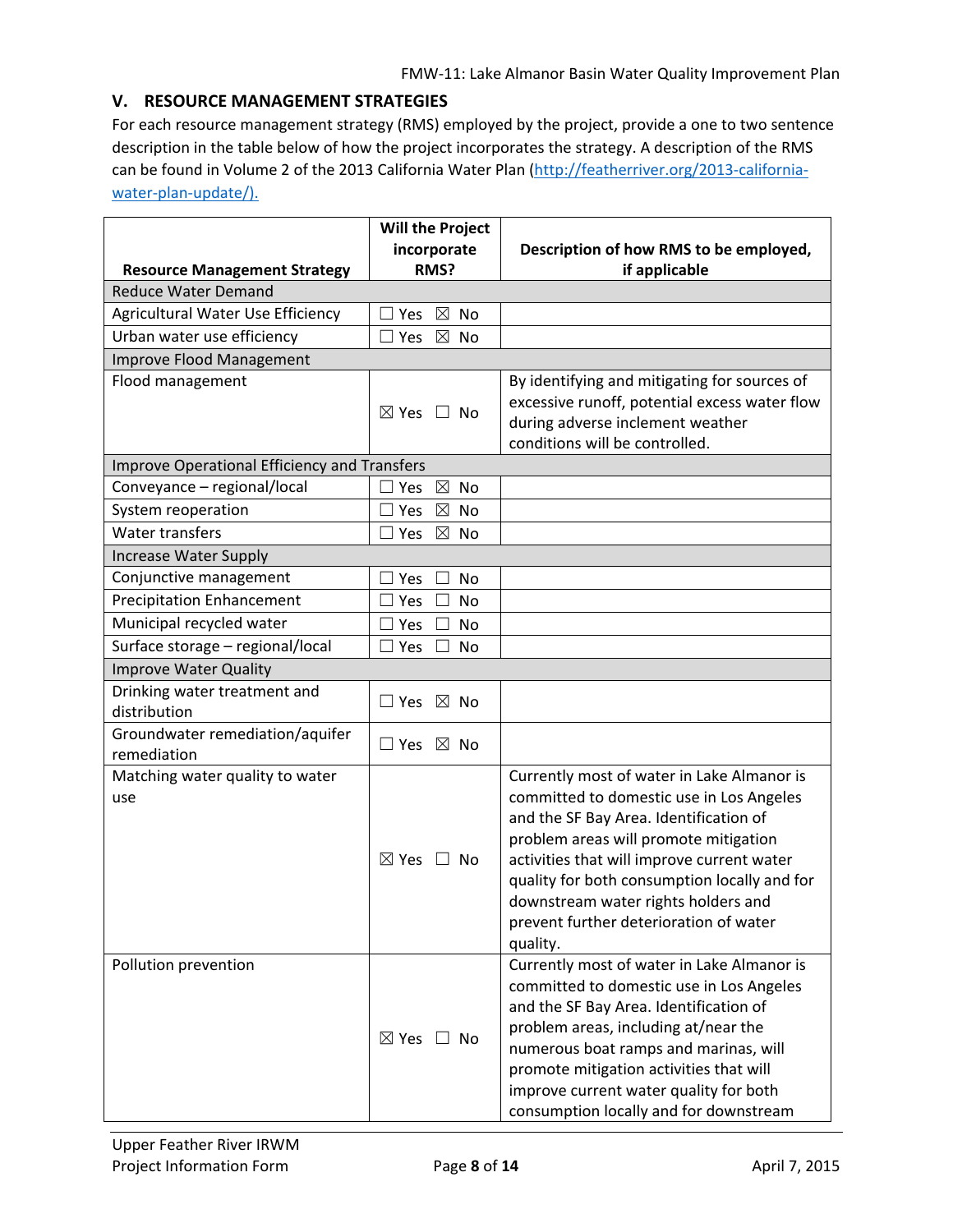## V. RESOURCE MANAGEMENT STRATEGIES

For each resource management strategy (RMS) employed by the project, provide a one to two sentence description in the table below of how the project incorporates the strategy. A description of the RMS can be found in Volume 2 of the 2013 California Water Plan (http://featherriver.org/2013-california-water-plan-update/).

| Resource Management Strategy | Will the Project incorporate RMS? | Description of how RMS to be employed, if applicable |
|---|---|---|
| **Reduce Water Demand** | | |
| Agricultural Water Use Efficiency | ☐ Yes ☒ No | |
| Urban water use efficiency | ☐ Yes ☒ No | |
| **Improve Flood Management** | | |
| Flood management | ☒ Yes ☐ No | By identifying and mitigating for sources of excessive runoff, potential excess water flow during adverse inclement weather conditions will be controlled. |
| **Improve Operational Efficiency and Transfers** | | |
| Conveyance – regional/local | ☐ Yes ☒ No | |
| System reoperation | ☐ Yes ☒ No | |
| Water transfers | ☐ Yes ☒ No | |
| **Increase Water Supply** | | |
| Conjunctive management | ☐ Yes ☐ No | |
| Precipitation Enhancement | ☐ Yes ☐ No | |
| Municipal recycled water | ☐ Yes ☐ No | |
| Surface storage – regional/local | ☐ Yes ☐ No | |
| **Improve Water Quality** | | |
| Drinking water treatment and distribution | ☐ Yes ☒ No | |
| Groundwater remediation/aquifer remediation | ☐ Yes ☒ No | |
| Matching water quality to water use | ☒ Yes ☐ No | Currently most of water in Lake Almanor is committed to domestic use in Los Angeles and the SF Bay Area. Identification of problem areas will promote mitigation activities that will improve current water quality for both consumption locally and for downstream water rights holders and prevent further deterioration of water quality. |
| Pollution prevention | ☒ Yes ☐ No | Currently most of water in Lake Almanor is committed to domestic use in Los Angeles and the SF Bay Area. Identification of problem areas, including at/near the numerous boat ramps and marinas, will promote mitigation activities that will improve current water quality for both consumption locally and for downstream |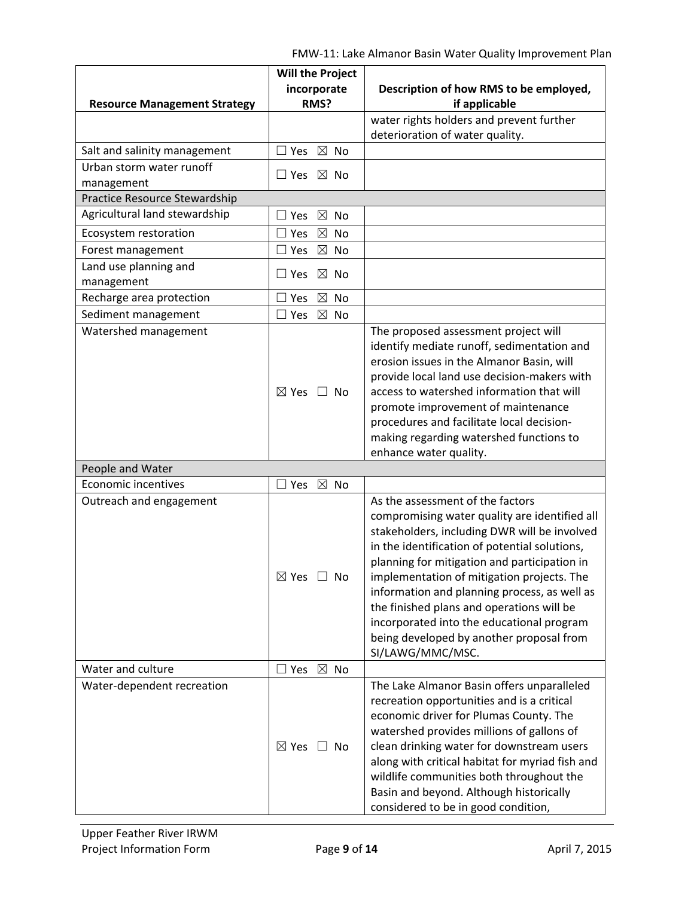| Resource Management Strategy | Will the Project incorporate RMS? | Description of how RMS to be employed, if applicable |
|---|---|---|
| | | water rights holders and prevent further deterioration of water quality. |
| Salt and salinity management | ☐ Yes ☒ No | |
| Urban storm water runoff management | ☐ Yes ☒ No | |
| Practice Resource Stewardship | | |
| Agricultural land stewardship | ☐ Yes ☒ No | |
| Ecosystem restoration | ☐ Yes ☒ No | |
| Forest management | ☐ Yes ☒ No | |
| Land use planning and management | ☐ Yes ☒ No | |
| Recharge area protection | ☐ Yes ☒ No | |
| Sediment management | ☐ Yes ☒ No | |
| Watershed management | ☒ Yes ☐ No | The proposed assessment project will identify mediate runoff, sedimentation and erosion issues in the Almanor Basin, will provide local land use decision-makers with access to watershed information that will promote improvement of maintenance procedures and facilitate local decision-making regarding watershed functions to enhance water quality. |
| People and Water | | |
| Economic incentives | ☐ Yes ☒ No | |
| Outreach and engagement | ☒ Yes ☐ No | As the assessment of the factors compromising water quality are identified all stakeholders, including DWR will be involved in the identification of potential solutions, planning for mitigation and participation in implementation of mitigation projects. The information and planning process, as well as the finished plans and operations will be incorporated into the educational program being developed by another proposal from SI/LAWG/MMC/MSC. |
| Water and culture | ☐ Yes ☒ No | |
| Water-dependent recreation | ☒ Yes ☐ No | The Lake Almanor Basin offers unparalleled recreation opportunities and is a critical economic driver for Plumas County. The watershed provides millions of gallons of clean drinking water for downstream users along with critical habitat for myriad fish and wildlife communities both throughout the Basin and beyond. Although historically considered to be in good condition, |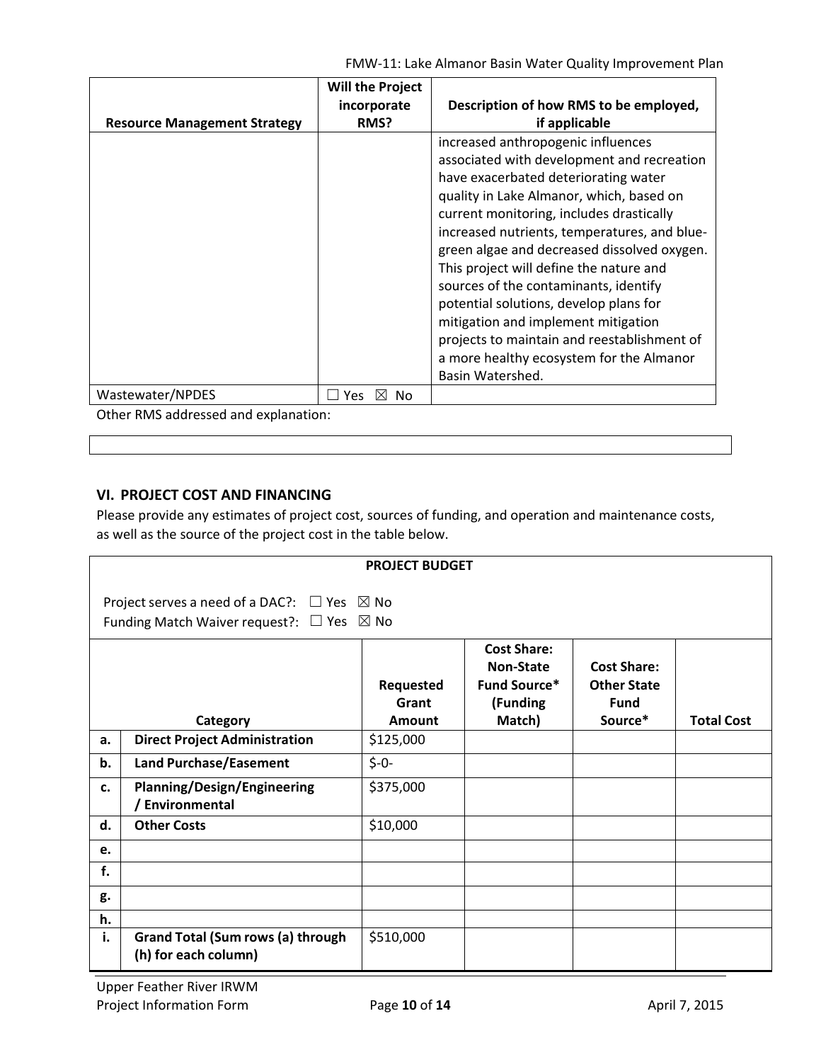| Resource Management Strategy | Will the Project incorporate RMS? | Description of how RMS to be employed, if applicable |
|---|---|---|
| | | increased anthropogenic influences associated with development and recreation have exacerbated deteriorating water quality in Lake Almanor, which, based on current monitoring, includes drastically increased nutrients, temperatures, and blue-green algae and decreased dissolved oxygen. This project will define the nature and sources of the contaminants, identify potential solutions, develop plans for mitigation and implement mitigation projects to maintain and reestablishment of a more healthy ecosystem for the Almanor Basin Watershed. |
| Wastewater/NPDES | ☐ Yes ☒ No | |

Other RMS addressed and explanation:

| |
|---|
| |

## VI. PROJECT COST AND FINANCING

Please provide any estimates of project cost, sources of funding, and operation and maintenance costs, as well as the source of the project cost in the table below.

**PROJECT BUDGET**

Project serves a need of a DAC?: ☐ Yes ☒ No
Funding Match Waiver request?: ☐ Yes ☒ No

| | Category | Requested Grant Amount | Cost Share: Non-State Fund Source* (Funding Match) | Cost Share: Other State Fund Source* | Total Cost |
|---|---|---|---|---|---|
| **a.** | **Direct Project Administration** | $125,000 | | | |
| **b.** | **Land Purchase/Easement** | $-0- | | | |
| **c.** | **Planning/Design/Engineering / Environmental** | $375,000 | | | |
| **d.** | **Other Costs** | $10,000 | | | |
| **e.** | | | | | |
| **f.** | | | | | |
| **g.** | | | | | |
| **h.** | | | | | |
| **i.** | **Grand Total (Sum rows (a) through (h) for each column)** | $510,000 | | | |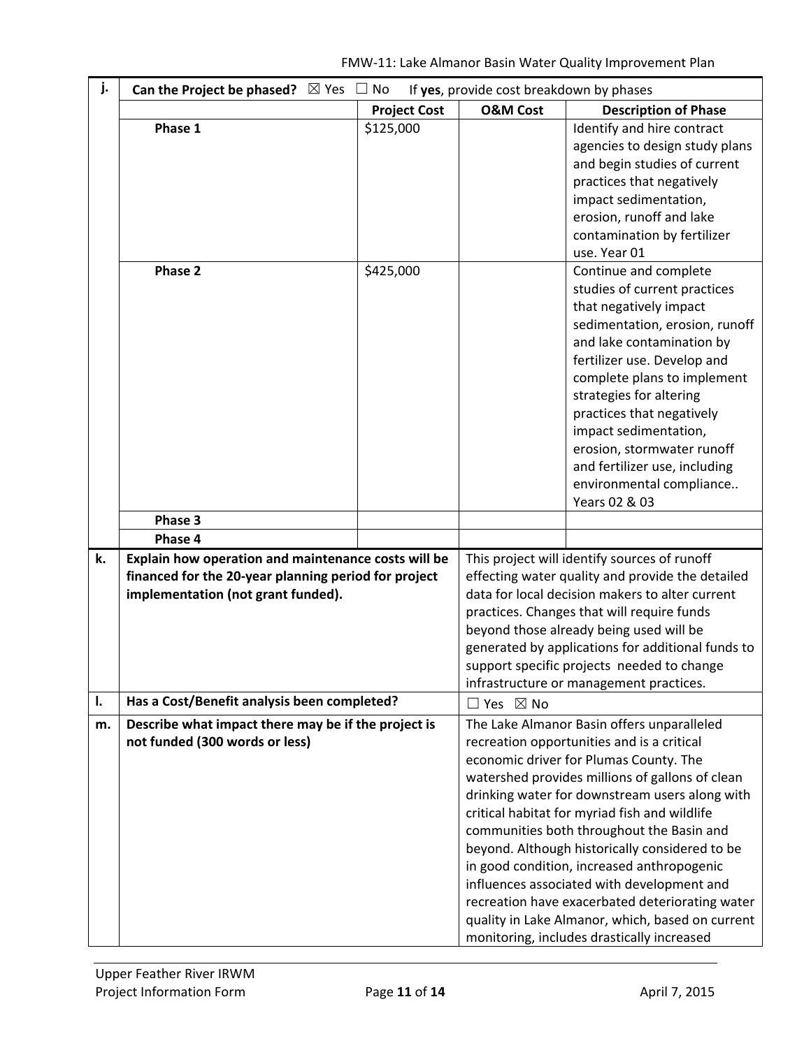| j. | **Can the Project be phased?** ☒ Yes ☐ No If **yes**, provide cost breakdown by phases | | | |
|---|---|---|---|---|
| | | **Project Cost** | **O&M Cost** | **Description of Phase** |
| | **Phase 1** | $125,000 | | Identify and hire contract agencies to design study plans and begin studies of current practices that negatively impact sedimentation, erosion, runoff and lake contamination by fertilizer use. Year 01 |
| | **Phase 2** | $425,000 | | Continue and complete studies of current practices that negatively impact sedimentation, erosion, runoff and lake contamination by fertilizer use. Develop and complete plans to implement strategies for altering practices that negatively impact sedimentation, erosion, stormwater runoff and fertilizer use, including environmental compliance.. Years 02 & 03 |
| | **Phase 3** | | | |
| | **Phase 4** | | | |
| k. | **Explain how operation and maintenance costs will be financed for the 20-year planning period for project implementation (not grant funded).** | | This project will identify sources of runoff effecting water quality and provide the detailed data for local decision makers to alter current practices. Changes that will require funds beyond those already being used will be generated by applications for additional funds to support specific projects needed to change infrastructure or management practices. | |
| l. | **Has a Cost/Benefit analysis been completed?** | | ☐ Yes ☒ No | |
| m. | **Describe what impact there may be if the project is not funded (300 words or less)** | | The Lake Almanor Basin offers unparalleled recreation opportunities and is a critical economic driver for Plumas County. The watershed provides millions of gallons of clean drinking water for downstream users along with critical habitat for myriad fish and wildlife communities both throughout the Basin and beyond. Although historically considered to be in good condition, increased anthropogenic influences associated with development and recreation have exacerbated deteriorating water quality in Lake Almanor, which, based on current monitoring, includes drastically increased | |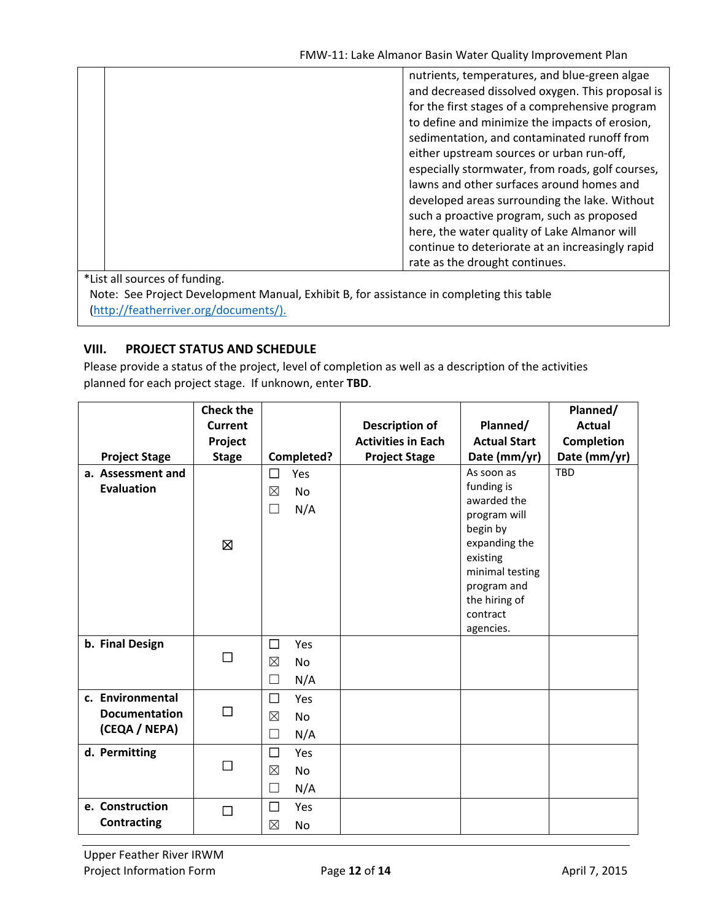| | | nutrients, temperatures, and blue-green algae and decreased dissolved oxygen. This proposal is for the first stages of a comprehensive program to define and minimize the impacts of erosion, sedimentation, and contaminated runoff from either upstream sources or urban run-off, especially stormwater, from roads, golf courses, lawns and other surfaces around homes and developed areas surrounding the lake. Without such a proactive program, such as proposed here, the water quality of Lake Almanor will continue to deteriorate at an increasingly rapid rate as the drought continues. |
|---|---|---|

*List all sources of funding.
Note: See Project Development Manual, Exhibit B, for assistance in completing this table (http://featherriver.org/documents/).

## VIII. PROJECT STATUS AND SCHEDULE

Please provide a status of the project, level of completion as well as a description of the activities planned for each project stage. If unknown, enter **TBD**.

| Project Stage | Check the Current Project Stage | Completed? | Description of Activities in Each Project Stage | Planned/ Actual Start Date (mm/yr) | Planned/ Actual Completion Date (mm/yr) |
|---|---|---|---|---|---|
| **a. Assessment and Evaluation** | ☒ | ☐ Yes ☒ No ☐ N/A | | As soon as funding is awarded the program will begin by expanding the existing minimal testing program and the hiring of contract agencies. | TBD |
| **b. Final Design** | ☐ | ☐ Yes ☒ No ☐ N/A | | | |
| **c. Environmental Documentation (CEQA / NEPA)** | ☐ | ☐ Yes ☒ No ☐ N/A | | | |
| **d. Permitting** | ☐ | ☐ Yes ☒ No ☐ N/A | | | |
| **e. Construction Contracting** | ☐ | ☐ Yes ☒ No | | | |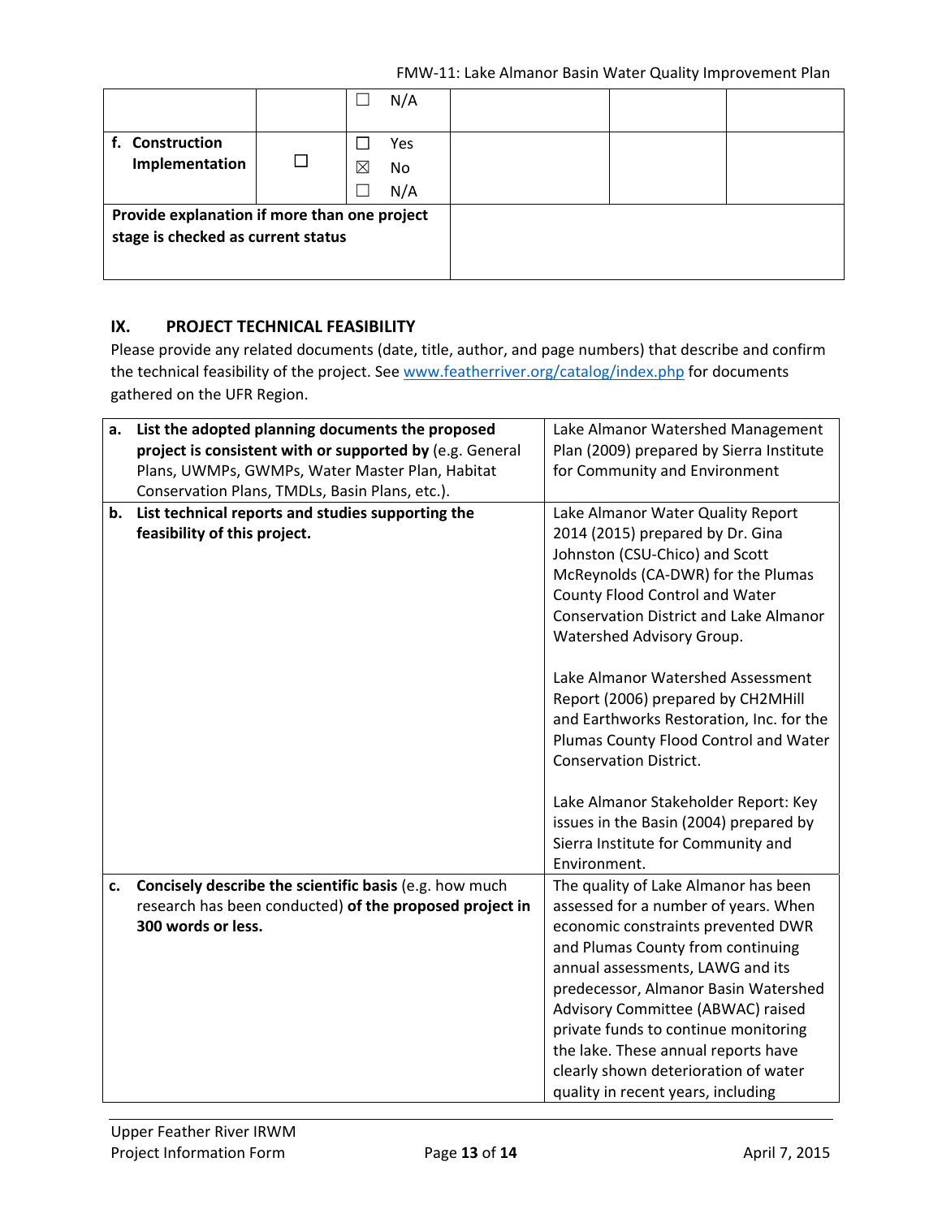| | | ☐ N/A | | | |
|---|---|---|---|---|---|
| **f. Construction Implementation** | ☐ | ☐ Yes<br>☒ No<br>☐ N/A | | | |
| **Provide explanation if more than one project stage is checked as current status** | | | | | |

## IX. PROJECT TECHNICAL FEASIBILITY

Please provide any related documents (date, title, author, and page numbers) that describe and confirm the technical feasibility of the project. See www.featherriver.org/catalog/index.php for documents gathered on the UFR Region.

| | |
|---|---|
| **a. List the adopted planning documents the proposed project is consistent with or supported by** (e.g. General Plans, UWMPs, GWMPs, Water Master Plan, Habitat Conservation Plans, TMDLs, Basin Plans, etc.). | Lake Almanor Watershed Management Plan (2009) prepared by Sierra Institute for Community and Environment |
| **b. List technical reports and studies supporting the feasibility of this project.** | Lake Almanor Water Quality Report 2014 (2015) prepared by Dr. Gina Johnston (CSU-Chico) and Scott McReynolds (CA-DWR) for the Plumas County Flood Control and Water Conservation District and Lake Almanor Watershed Advisory Group.<br><br>Lake Almanor Watershed Assessment Report (2006) prepared by CH2MHill and Earthworks Restoration, Inc. for the Plumas County Flood Control and Water Conservation District.<br><br>Lake Almanor Stakeholder Report: Key issues in the Basin (2004) prepared by Sierra Institute for Community and Environment. |
| **c. Concisely describe the scientific basis** (e.g. how much research has been conducted) **of the proposed project in 300 words or less.** | The quality of Lake Almanor has been assessed for a number of years. When economic constraints prevented DWR and Plumas County from continuing annual assessments, LAWG and its predecessor, Almanor Basin Watershed Advisory Committee (ABWAC) raised private funds to continue monitoring the lake. These annual reports have clearly shown deterioration of water quality in recent years, including |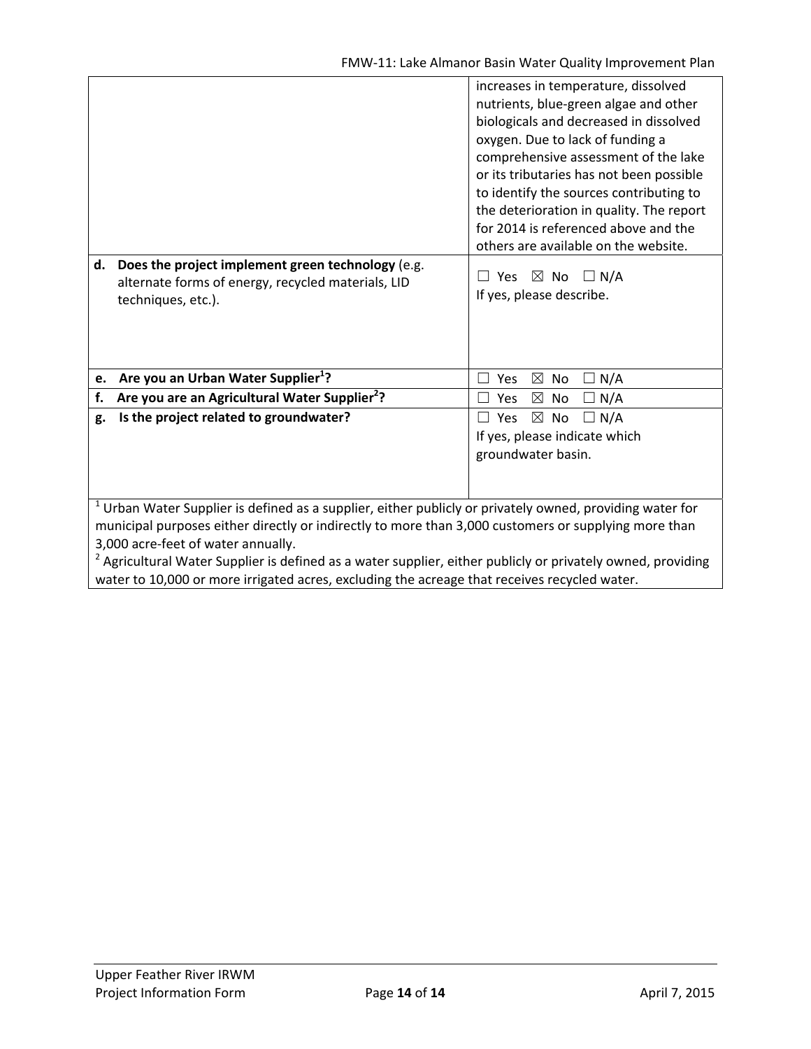| | |
|---|---|
| | increases in temperature, dissolved nutrients, blue-green algae and other biologicals and decreased in dissolved oxygen. Due to lack of funding a comprehensive assessment of the lake or its tributaries has not been possible to identify the sources contributing to the deterioration in quality. The report for 2014 is referenced above and the others are available on the website. |
| **d. Does the project implement green technology** (e.g. alternate forms of energy, recycled materials, LID techniques, etc.). | ☐ Yes ☒ No ☐ N/A<br>If yes, please describe. |
| **e. Are you an Urban Water Supplier[1]?** | ☐ Yes ☒ No ☐ N/A |
| **f. Are you are an Agricultural Water Supplier[2]?** | ☐ Yes ☒ No ☐ N/A |
| **g. Is the project related to groundwater?** | ☐ Yes ☒ No ☐ N/A<br>If yes, please indicate which groundwater basin. |

[1] Urban Water Supplier is defined as a supplier, either publicly or privately owned, providing water for municipal purposes either directly or indirectly to more than 3,000 customers or supplying more than 3,000 acre-feet of water annually.

[2] Agricultural Water Supplier is defined as a water supplier, either publicly or privately owned, providing water to 10,000 or more irrigated acres, excluding the acreage that receives recycled water.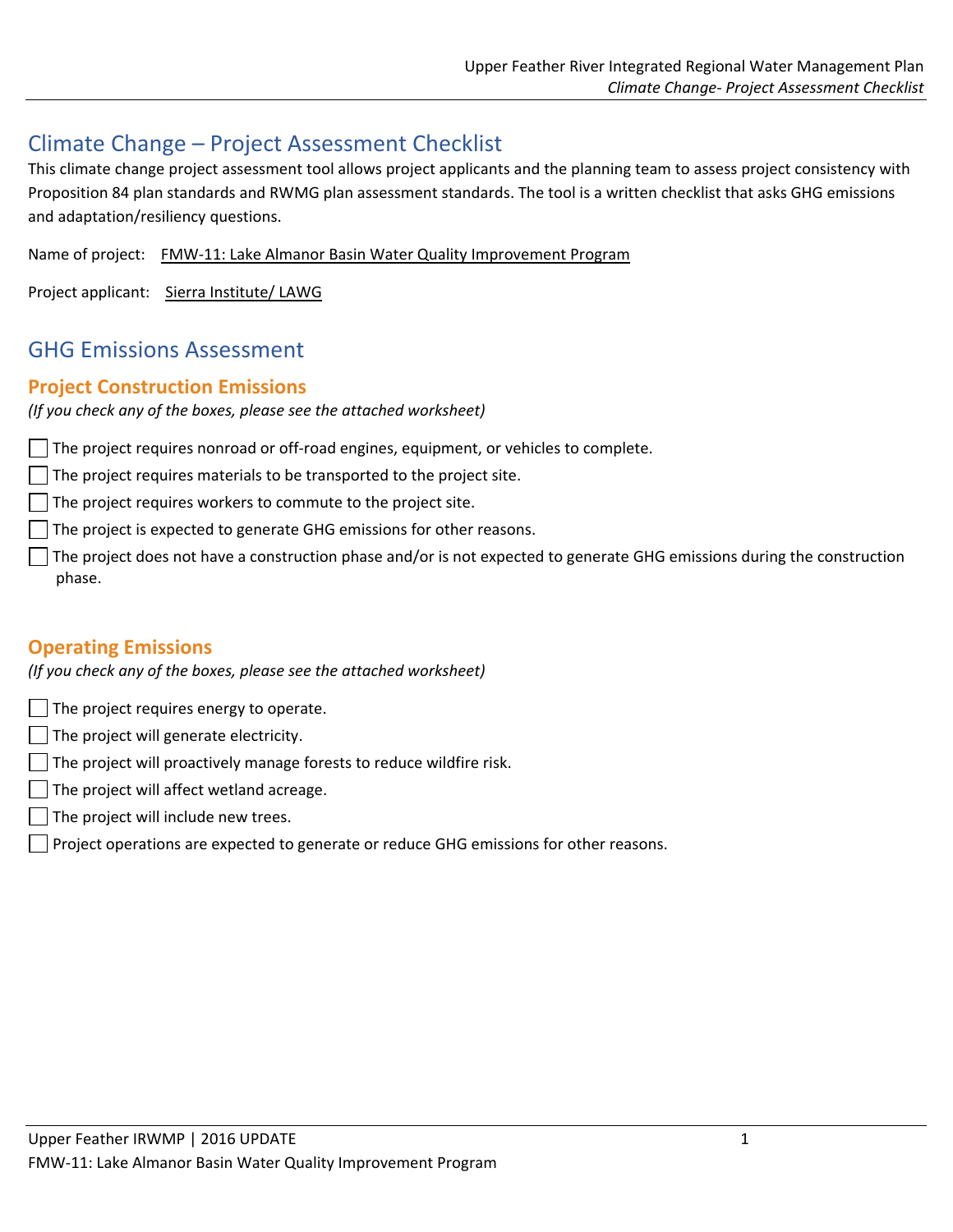# Climate Change – Project Assessment Checklist

This climate change project assessment tool allows project applicants and the planning team to assess project consistency with Proposition 84 plan standards and RWMG plan assessment standards. The tool is a written checklist that asks GHG emissions and adaptation/resiliency questions.

Name of project: FMW-11: Lake Almanor Basin Water Quality Improvement Program

Project applicant: Sierra Institute/ LAWG

# GHG Emissions Assessment

## Project Construction Emissions

*(If you check any of the boxes, please see the attached worksheet)*

- [ ] The project requires nonroad or off-road engines, equipment, or vehicles to complete.
- [ ] The project requires materials to be transported to the project site.
- [ ] The project requires workers to commute to the project site.
- [ ] The project is expected to generate GHG emissions for other reasons.
- [ ] The project does not have a construction phase and/or is not expected to generate GHG emissions during the construction phase.

## Operating Emissions

*(If you check any of the boxes, please see the attached worksheet)*

- [ ] The project requires energy to operate.
- [ ] The project will generate electricity.
- [ ] The project will proactively manage forests to reduce wildfire risk.
- [ ] The project will affect wetland acreage.
- [ ] The project will include new trees.
- [ ] Project operations are expected to generate or reduce GHG emissions for other reasons.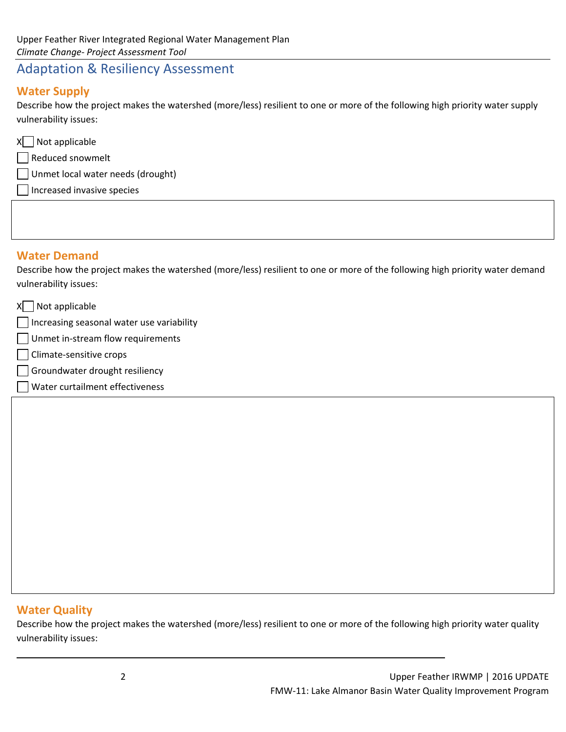# Adaptation & Resiliency Assessment

## Water Supply

Describe how the project makes the watershed (more/less) resilient to one or more of the following high priority water supply vulnerability issues:

- X☐ Not applicable
- ☐ Reduced snowmelt
- ☐ Unmet local water needs (drought)
- ☐ Increased invasive species

## Water Demand

Describe how the project makes the watershed (more/less) resilient to one or more of the following high priority water demand vulnerability issues:

- X☐ Not applicable
- ☐ Increasing seasonal water use variability
- ☐ Unmet in-stream flow requirements
- ☐ Climate-sensitive crops
- ☐ Groundwater drought resiliency
- ☐ Water curtailment effectiveness

## Water Quality

Describe how the project makes the watershed (more/less) resilient to one or more of the following high priority water quality vulnerability issues: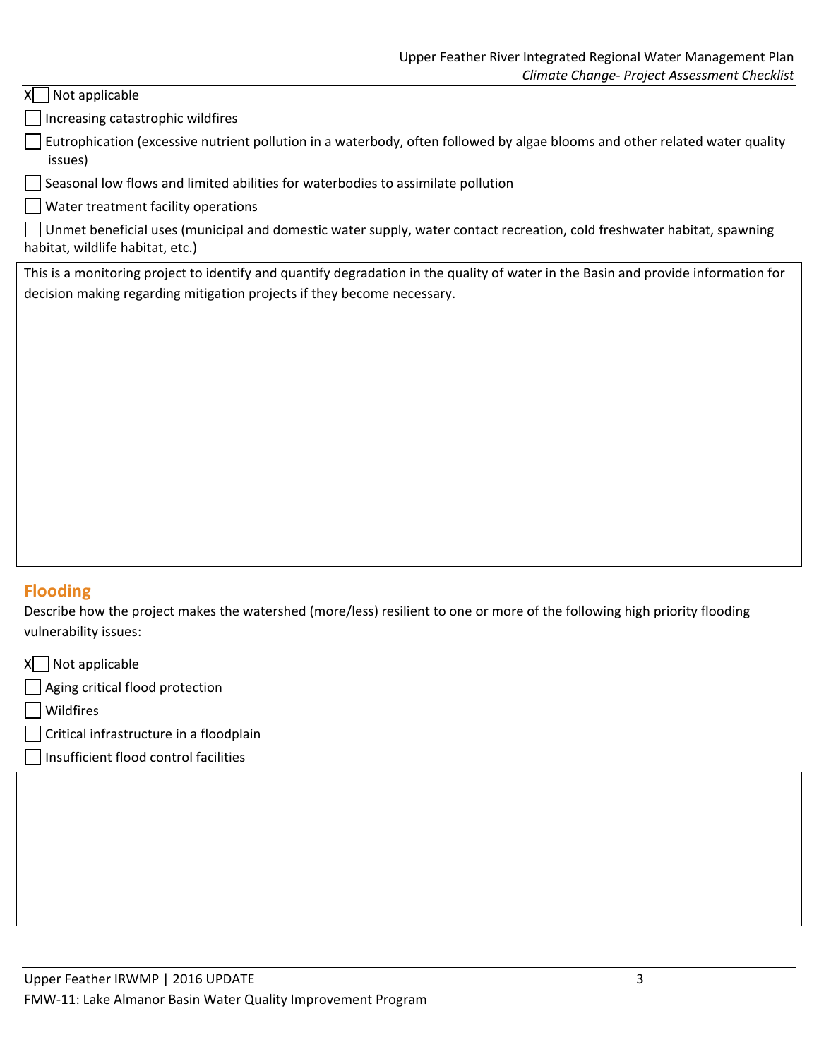X☐ Not applicable

☐ Increasing catastrophic wildfires

☐ Eutrophication (excessive nutrient pollution in a waterbody, often followed by algae blooms and other related water quality issues)

☐ Seasonal low flows and limited abilities for waterbodies to assimilate pollution

☐ Water treatment facility operations

☐ Unmet beneficial uses (municipal and domestic water supply, water contact recreation, cold freshwater habitat, spawning habitat, wildlife habitat, etc.)

This is a monitoring project to identify and quantify degradation in the quality of water in the Basin and provide information for decision making regarding mitigation projects if they become necessary.

## Flooding

Describe how the project makes the watershed (more/less) resilient to one or more of the following high priority flooding vulnerability issues:

X☐ Not applicable

☐ Aging critical flood protection

☐ Wildfires

☐ Critical infrastructure in a floodplain

☐ Insufficient flood control facilities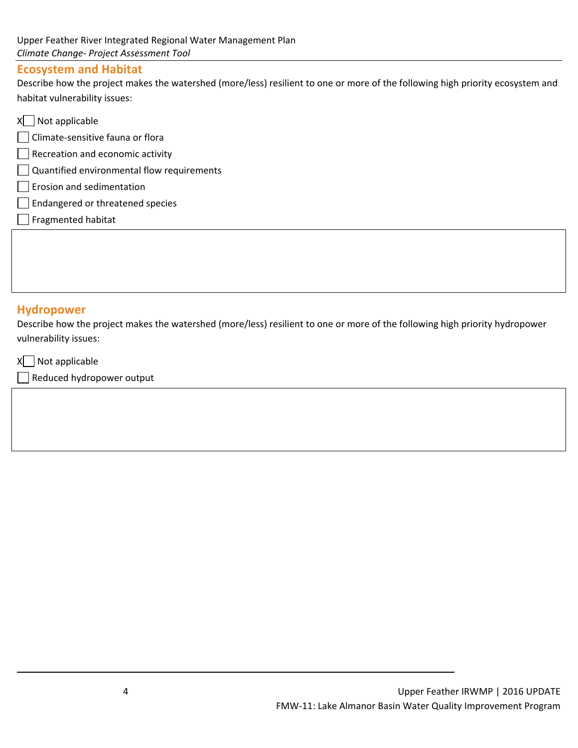## Ecosystem and Habitat

Describe how the project makes the watershed (more/less) resilient to one or more of the following high priority ecosystem and habitat vulnerability issues:

- X☐ Not applicable
- ☐ Climate-sensitive fauna or flora
- ☐ Recreation and economic activity
- ☐ Quantified environmental flow requirements
- ☐ Erosion and sedimentation
- ☐ Endangered or threatened species
- ☐ Fragmented habitat

## Hydropower

Describe how the project makes the watershed (more/less) resilient to one or more of the following high priority hydropower vulnerability issues:

- X☐ Not applicable
- ☐ Reduced hydropower output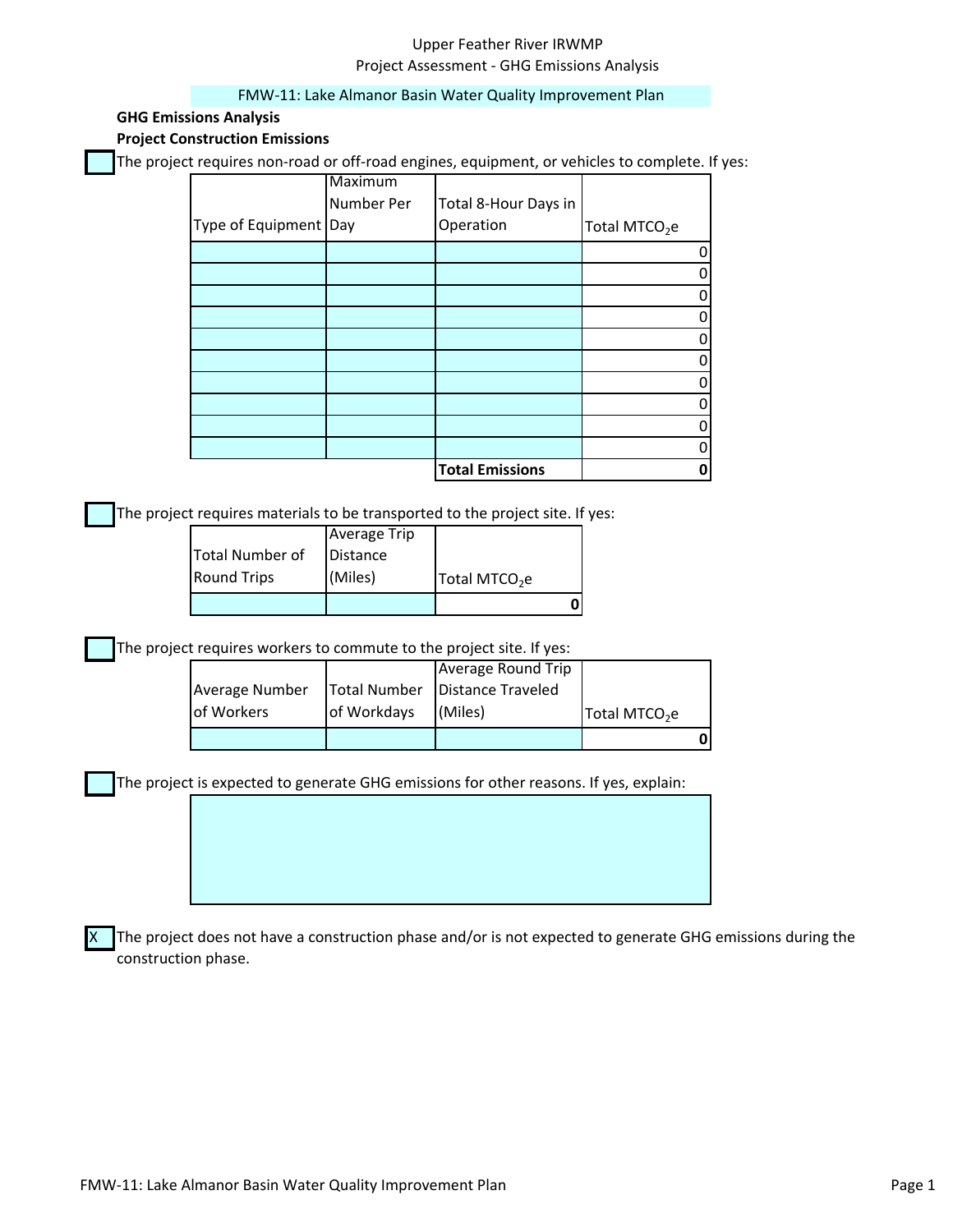Upper Feather River IRWMP
Project Assessment - GHG Emissions Analysis

FMW-11: Lake Almanor Basin Water Quality Improvement Plan

**GHG Emissions Analysis**

**Project Construction Emissions**

[ ] The project requires non-road or off-road engines, equipment, or vehicles to complete. If yes:

| Type of Equipment | Maximum Number Per Day | Total 8-Hour Days in Operation | Total $MTCO_2e$ |
|---|---|---|---|
| | | | 0 |
| | | | 0 |
| | | | 0 |
| | | | 0 |
| | | | 0 |
| | | | 0 |
| | | | 0 |
| | | | 0 |
| | | | 0 |
| | | | 0 |
| | | **Total Emissions** | **0** |

[ ] The project requires materials to be transported to the project site. If yes:

| Total Number of Round Trips | Average Trip Distance (Miles) | Total $MTCO_2e$ |
|---|---|---|
| | | **0** |

[ ] The project requires workers to commute to the project site. If yes:

| Average Number of Workers | Total Number of Workdays | Average Round Trip Distance Traveled (Miles) | Total $MTCO_2e$ |
|---|---|---|---|
| | | | **0** |

[ ] The project is expected to generate GHG emissions for other reasons. If yes, explain:

[X] The project does not have a construction phase and/or is not expected to generate GHG emissions during the construction phase.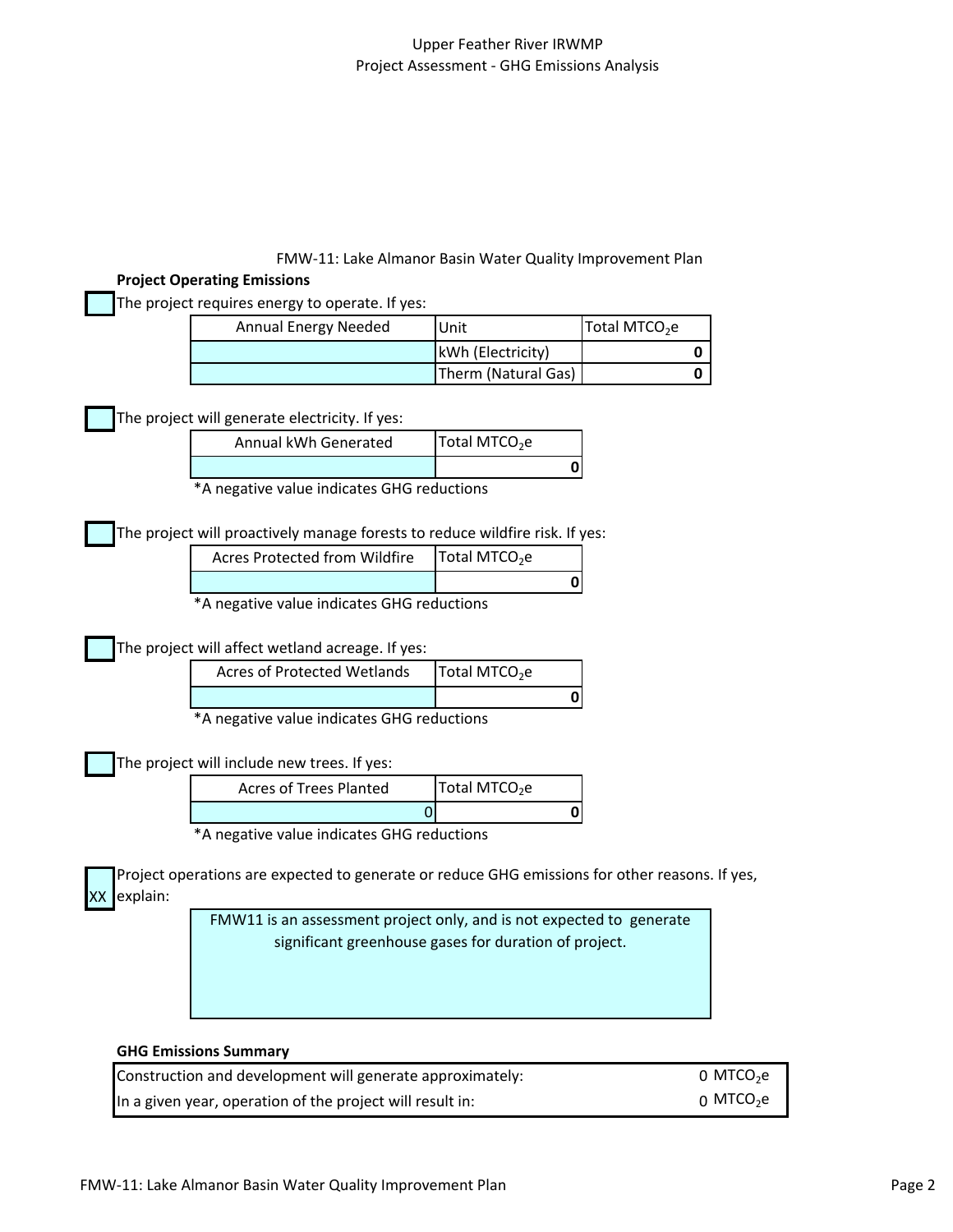FMW-11: Lake Almanor Basin Water Quality Improvement Plan

**Project Operating Emissions**

☐ The project requires energy to operate. If yes:

| Annual Energy Needed | Unit | Total $MTCO_2e$ |
|---|---|---|
| | kWh (Electricity) | **0** |
| | Therm (Natural Gas) | **0** |

☐ The project will generate electricity. If yes:

| Annual kWh Generated | Total $MTCO_2e$ |
|---|---|
| | **0** |

*A negative value indicates GHG reductions

☐ The project will proactively manage forests to reduce wildfire risk. If yes:

| Acres Protected from Wildfire | Total $MTCO_2e$ |
|---|---|
| | **0** |

*A negative value indicates GHG reductions

☐ The project will affect wetland acreage. If yes:

| Acres of Protected Wetlands | Total $MTCO_2e$ |
|---|---|
| | **0** |

*A negative value indicates GHG reductions

☐ The project will include new trees. If yes:

| Acres of Trees Planted | Total $MTCO_2e$ |
|---|---|
| 0 | **0** |

*A negative value indicates GHG reductions

XX Project operations are expected to generate or reduce GHG emissions for other reasons. If yes, explain:

FMW11 is an assessment project only, and is not expected to generate significant greenhouse gases for duration of project.

**GHG Emissions Summary**

| | |
|---|---|
| Construction and development will generate approximately: | 0 $MTCO_2e$ |
| In a given year, operation of the project will result in: | 0 $MTCO_2e$ |